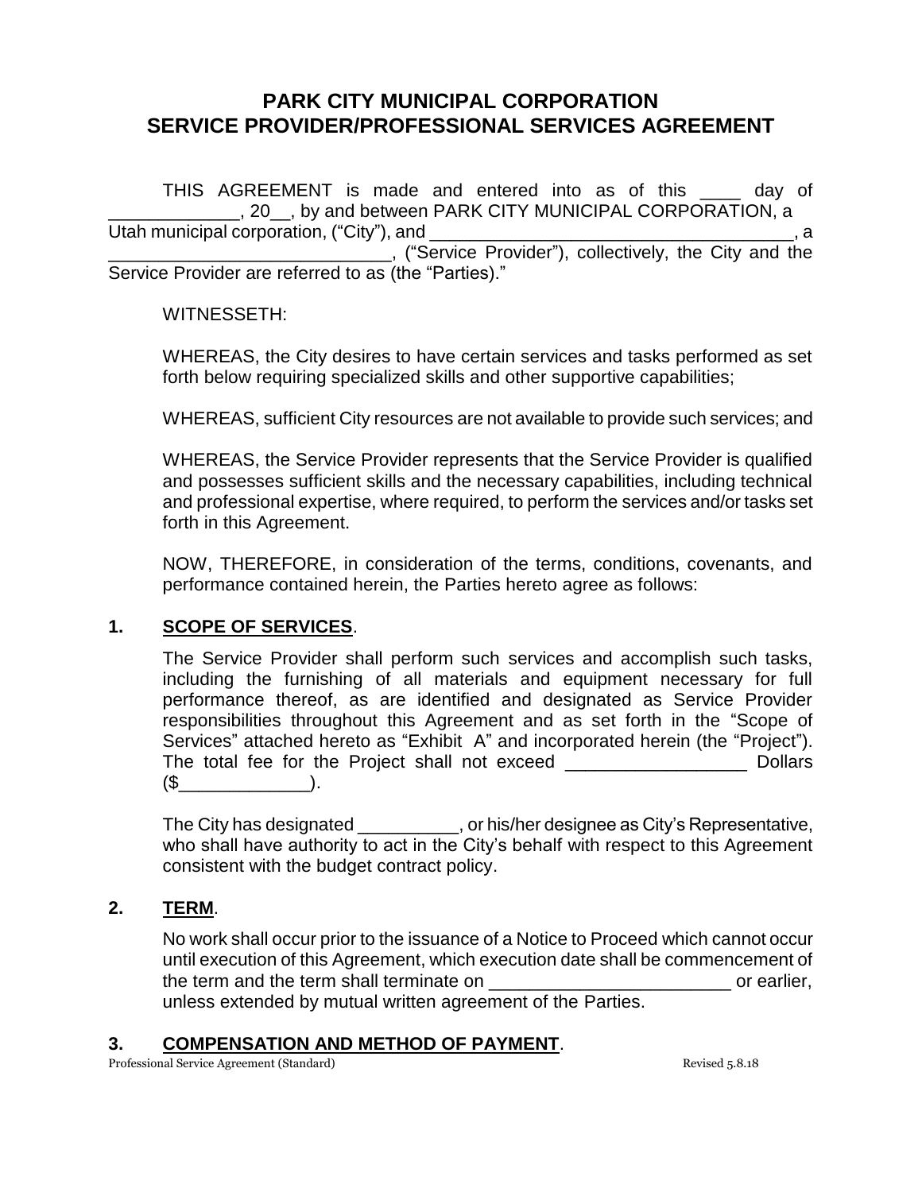# PARK CITY MUNICIPAL CORPORATION
# SERVICE PROVIDER/PROFESSIONAL SERVICES AGREEMENT

THIS AGREEMENT is made and entered into as of this ____ day of _____________, 20__, by and between PARK CITY MUNICIPAL CORPORATION, a Utah municipal corporation, ("City"), and ___________________________________, a ___________________________, ("Service Provider"), collectively, the City and the Service Provider are referred to as (the "Parties)."

WITNESSETH:

WHEREAS, the City desires to have certain services and tasks performed as set forth below requiring specialized skills and other supportive capabilities;

WHEREAS, sufficient City resources are not available to provide such services; and

WHEREAS, the Service Provider represents that the Service Provider is qualified and possesses sufficient skills and the necessary capabilities, including technical and professional expertise, where required, to perform the services and/or tasks set forth in this Agreement.

NOW, THEREFORE, in consideration of the terms, conditions, covenants, and performance contained herein, the Parties hereto agree as follows:

## 1. <u>SCOPE OF SERVICES</u>.

The Service Provider shall perform such services and accomplish such tasks, including the furnishing of all materials and equipment necessary for full performance thereof, as are identified and designated as Service Provider responsibilities throughout this Agreement and as set forth in the "Scope of Services" attached hereto as "Exhibit A" and incorporated herein (the "Project"). The total fee for the Project shall not exceed _________________ Dollars ($_____________).

The City has designated __________, or his/her designee as City's Representative, who shall have authority to act in the City's behalf with respect to this Agreement consistent with the budget contract policy.

## 2. <u>TERM</u>.

No work shall occur prior to the issuance of a Notice to Proceed which cannot occur until execution of this Agreement, which execution date shall be commencement of the term and the term shall terminate on _______________________ or earlier, unless extended by mutual written agreement of the Parties.

## 3. <u>COMPENSATION AND METHOD OF PAYMENT</u>.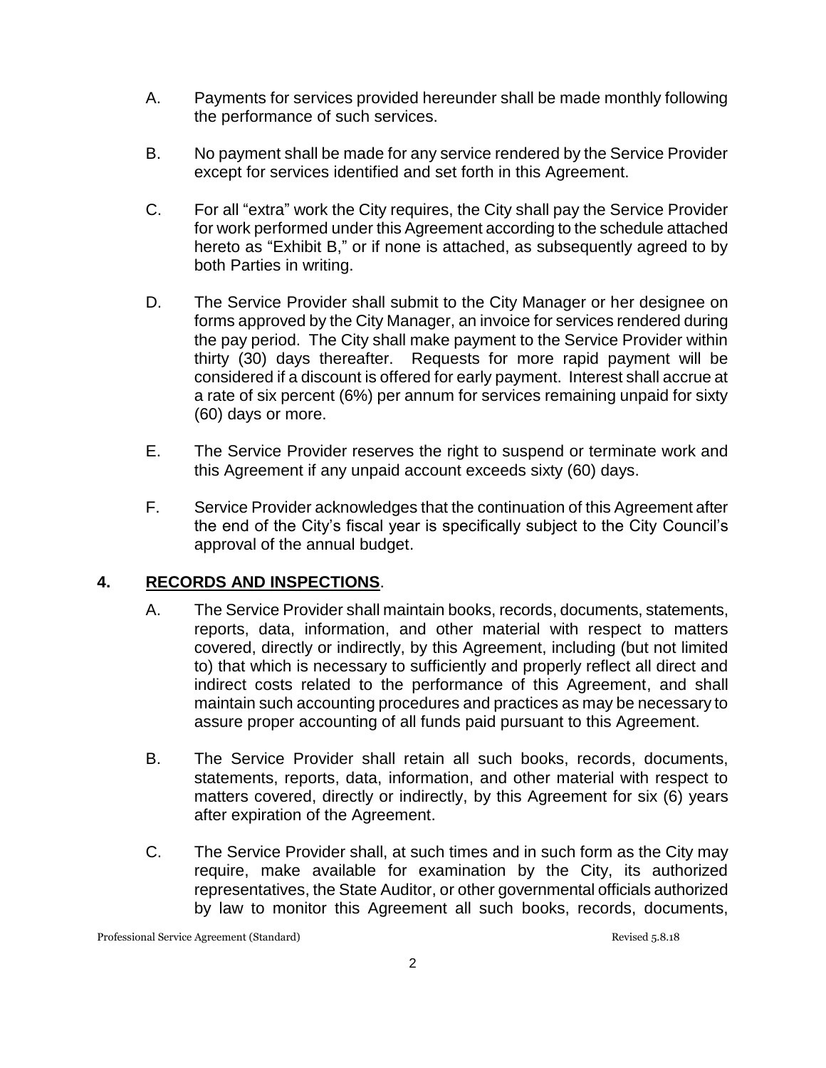A. Payments for services provided hereunder shall be made monthly following the performance of such services.

B. No payment shall be made for any service rendered by the Service Provider except for services identified and set forth in this Agreement.

C. For all "extra" work the City requires, the City shall pay the Service Provider for work performed under this Agreement according to the schedule attached hereto as "Exhibit B," or if none is attached, as subsequently agreed to by both Parties in writing.

D. The Service Provider shall submit to the City Manager or her designee on forms approved by the City Manager, an invoice for services rendered during the pay period. The City shall make payment to the Service Provider within thirty (30) days thereafter. Requests for more rapid payment will be considered if a discount is offered for early payment. Interest shall accrue at a rate of six percent (6%) per annum for services remaining unpaid for sixty (60) days or more.

E. The Service Provider reserves the right to suspend or terminate work and this Agreement if any unpaid account exceeds sixty (60) days.

F. Service Provider acknowledges that the continuation of this Agreement after the end of the City's fiscal year is specifically subject to the City Council's approval of the annual budget.

## 4. <u>RECORDS AND INSPECTIONS</u>.

A. The Service Provider shall maintain books, records, documents, statements, reports, data, information, and other material with respect to matters covered, directly or indirectly, by this Agreement, including (but not limited to) that which is necessary to sufficiently and properly reflect all direct and indirect costs related to the performance of this Agreement, and shall maintain such accounting procedures and practices as may be necessary to assure proper accounting of all funds paid pursuant to this Agreement.

B. The Service Provider shall retain all such books, records, documents, statements, reports, data, information, and other material with respect to matters covered, directly or indirectly, by this Agreement for six (6) years after expiration of the Agreement.

C. The Service Provider shall, at such times and in such form as the City may require, make available for examination by the City, its authorized representatives, the State Auditor, or other governmental officials authorized by law to monitor this Agreement all such books, records, documents,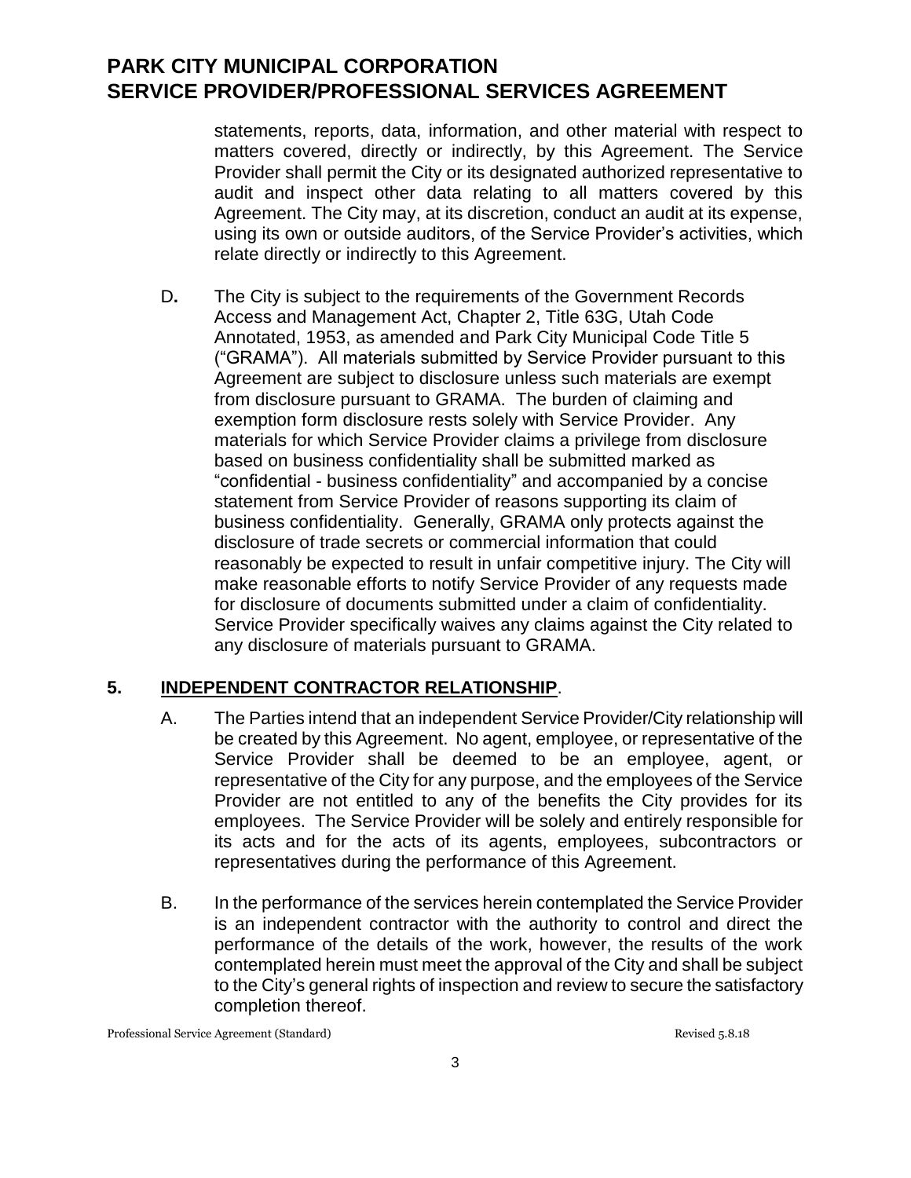statements, reports, data, information, and other material with respect to matters covered, directly or indirectly, by this Agreement. The Service Provider shall permit the City or its designated authorized representative to audit and inspect other data relating to all matters covered by this Agreement. The City may, at its discretion, conduct an audit at its expense, using its own or outside auditors, of the Service Provider's activities, which relate directly or indirectly to this Agreement.

D**.** The City is subject to the requirements of the Government Records Access and Management Act, Chapter 2, Title 63G, Utah Code Annotated, 1953, as amended and Park City Municipal Code Title 5 ("GRAMA"). All materials submitted by Service Provider pursuant to this Agreement are subject to disclosure unless such materials are exempt from disclosure pursuant to GRAMA. The burden of claiming and exemption form disclosure rests solely with Service Provider. Any materials for which Service Provider claims a privilege from disclosure based on business confidentiality shall be submitted marked as "confidential - business confidentiality" and accompanied by a concise statement from Service Provider of reasons supporting its claim of business confidentiality. Generally, GRAMA only protects against the disclosure of trade secrets or commercial information that could reasonably be expected to result in unfair competitive injury. The City will make reasonable efforts to notify Service Provider of any requests made for disclosure of documents submitted under a claim of confidentiality. Service Provider specifically waives any claims against the City related to any disclosure of materials pursuant to GRAMA.

## 5. <u>INDEPENDENT CONTRACTOR RELATIONSHIP</u>.

A. The Parties intend that an independent Service Provider/City relationship will be created by this Agreement. No agent, employee, or representative of the Service Provider shall be deemed to be an employee, agent, or representative of the City for any purpose, and the employees of the Service Provider are not entitled to any of the benefits the City provides for its employees. The Service Provider will be solely and entirely responsible for its acts and for the acts of its agents, employees, subcontractors or representatives during the performance of this Agreement.

B. In the performance of the services herein contemplated the Service Provider is an independent contractor with the authority to control and direct the performance of the details of the work, however, the results of the work contemplated herein must meet the approval of the City and shall be subject to the City's general rights of inspection and review to secure the satisfactory completion thereof.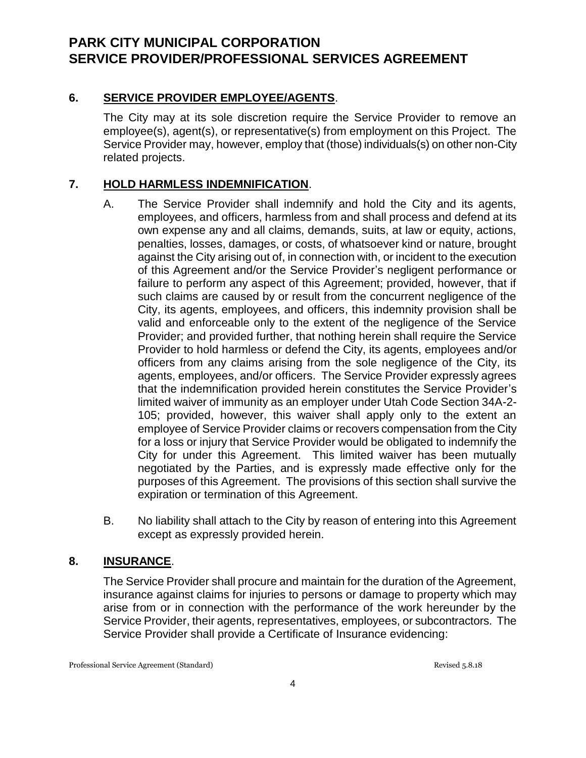**6. SERVICE PROVIDER EMPLOYEE/AGENTS**.

The City may at its sole discretion require the Service Provider to remove an employee(s), agent(s), or representative(s) from employment on this Project. The Service Provider may, however, employ that (those) individuals(s) on other non-City related projects.

**7. HOLD HARMLESS INDEMNIFICATION**.

A. The Service Provider shall indemnify and hold the City and its agents, employees, and officers, harmless from and shall process and defend at its own expense any and all claims, demands, suits, at law or equity, actions, penalties, losses, damages, or costs, of whatsoever kind or nature, brought against the City arising out of, in connection with, or incident to the execution of this Agreement and/or the Service Provider's negligent performance or failure to perform any aspect of this Agreement; provided, however, that if such claims are caused by or result from the concurrent negligence of the City, its agents, employees, and officers, this indemnity provision shall be valid and enforceable only to the extent of the negligence of the Service Provider; and provided further, that nothing herein shall require the Service Provider to hold harmless or defend the City, its agents, employees and/or officers from any claims arising from the sole negligence of the City, its agents, employees, and/or officers. The Service Provider expressly agrees that the indemnification provided herein constitutes the Service Provider's limited waiver of immunity as an employer under Utah Code Section 34A-2-105; provided, however, this waiver shall apply only to the extent an employee of Service Provider claims or recovers compensation from the City for a loss or injury that Service Provider would be obligated to indemnify the City for under this Agreement. This limited waiver has been mutually negotiated by the Parties, and is expressly made effective only for the purposes of this Agreement. The provisions of this section shall survive the expiration or termination of this Agreement.

B. No liability shall attach to the City by reason of entering into this Agreement except as expressly provided herein.

**8. INSURANCE**.

The Service Provider shall procure and maintain for the duration of the Agreement, insurance against claims for injuries to persons or damage to property which may arise from or in connection with the performance of the work hereunder by the Service Provider, their agents, representatives, employees, or subcontractors. The Service Provider shall provide a Certificate of Insurance evidencing: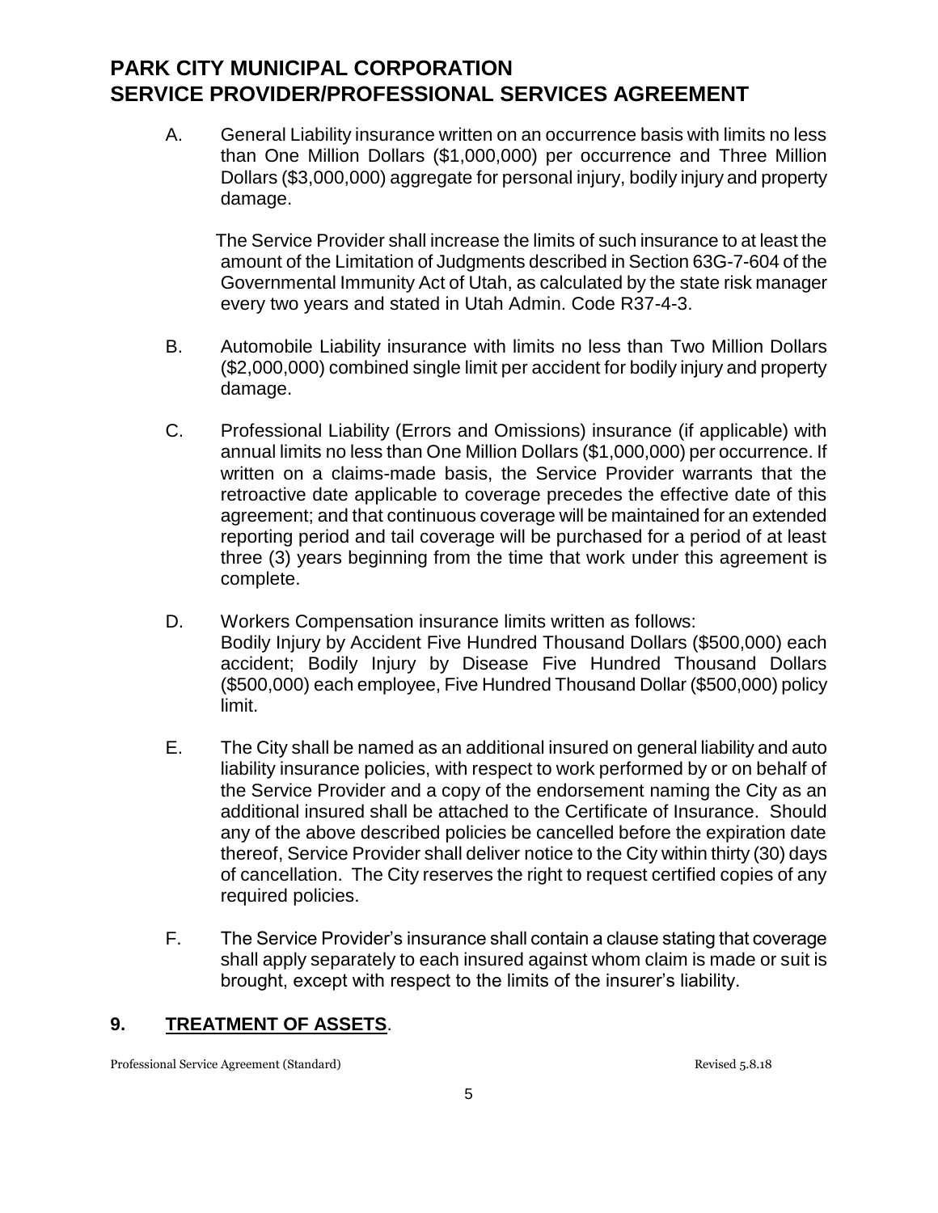A. General Liability insurance written on an occurrence basis with limits no less than One Million Dollars ($1,000,000) per occurrence and Three Million Dollars ($3,000,000) aggregate for personal injury, bodily injury and property damage.

   The Service Provider shall increase the limits of such insurance to at least the amount of the Limitation of Judgments described in Section 63G-7-604 of the Governmental Immunity Act of Utah, as calculated by the state risk manager every two years and stated in Utah Admin. Code R37-4-3.

B. Automobile Liability insurance with limits no less than Two Million Dollars ($2,000,000) combined single limit per accident for bodily injury and property damage.

C. Professional Liability (Errors and Omissions) insurance (if applicable) with annual limits no less than One Million Dollars ($1,000,000) per occurrence. If written on a claims-made basis, the Service Provider warrants that the retroactive date applicable to coverage precedes the effective date of this agreement; and that continuous coverage will be maintained for an extended reporting period and tail coverage will be purchased for a period of at least three (3) years beginning from the time that work under this agreement is complete.

D. Workers Compensation insurance limits written as follows:
   Bodily Injury by Accident Five Hundred Thousand Dollars ($500,000) each accident; Bodily Injury by Disease Five Hundred Thousand Dollars ($500,000) each employee, Five Hundred Thousand Dollar ($500,000) policy limit.

E. The City shall be named as an additional insured on general liability and auto liability insurance policies, with respect to work performed by or on behalf of the Service Provider and a copy of the endorsement naming the City as an additional insured shall be attached to the Certificate of Insurance. Should any of the above described policies be cancelled before the expiration date thereof, Service Provider shall deliver notice to the City within thirty (30) days of cancellation. The City reserves the right to request certified copies of any required policies.

F. The Service Provider's insurance shall contain a clause stating that coverage shall apply separately to each insured against whom claim is made or suit is brought, except with respect to the limits of the insurer's liability.

## 9. <u>TREATMENT OF ASSETS</u>.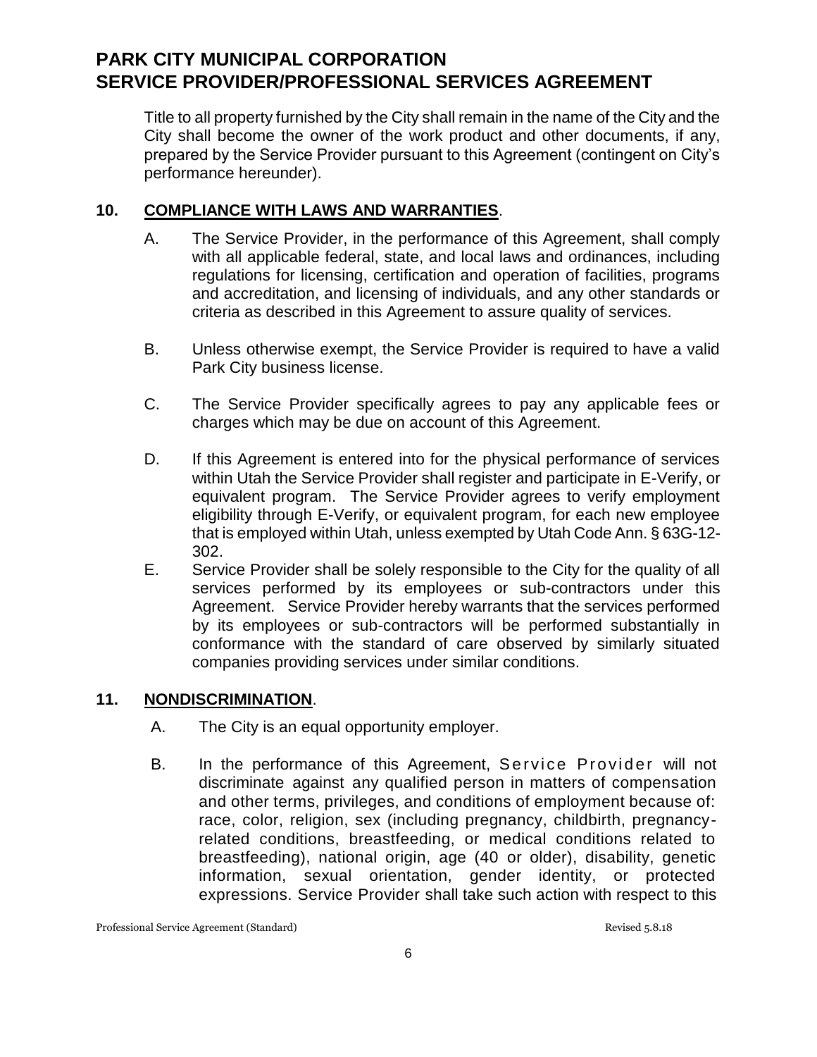Title to all property furnished by the City shall remain in the name of the City and the City shall become the owner of the work product and other documents, if any, prepared by the Service Provider pursuant to this Agreement (contingent on City's performance hereunder).

## 10. COMPLIANCE WITH LAWS AND WARRANTIES.

A. The Service Provider, in the performance of this Agreement, shall comply with all applicable federal, state, and local laws and ordinances, including regulations for licensing, certification and operation of facilities, programs and accreditation, and licensing of individuals, and any other standards or criteria as described in this Agreement to assure quality of services.

B. Unless otherwise exempt, the Service Provider is required to have a valid Park City business license.

C. The Service Provider specifically agrees to pay any applicable fees or charges which may be due on account of this Agreement.

D. If this Agreement is entered into for the physical performance of services within Utah the Service Provider shall register and participate in E-Verify, or equivalent program. The Service Provider agrees to verify employment eligibility through E-Verify, or equivalent program, for each new employee that is employed within Utah, unless exempted by Utah Code Ann. § 63G-12-302.

E. Service Provider shall be solely responsible to the City for the quality of all services performed by its employees or sub-contractors under this Agreement. Service Provider hereby warrants that the services performed by its employees or sub-contractors will be performed substantially in conformance with the standard of care observed by similarly situated companies providing services under similar conditions.

## 11. NONDISCRIMINATION.

A. The City is an equal opportunity employer.

B. In the performance of this Agreement, Service Provider will not discriminate against any qualified person in matters of compensation and other terms, privileges, and conditions of employment because of: race, color, religion, sex (including pregnancy, childbirth, pregnancy-related conditions, breastfeeding, or medical conditions related to breastfeeding), national origin, age (40 or older), disability, genetic information, sexual orientation, gender identity, or protected expressions. Service Provider shall take such action with respect to this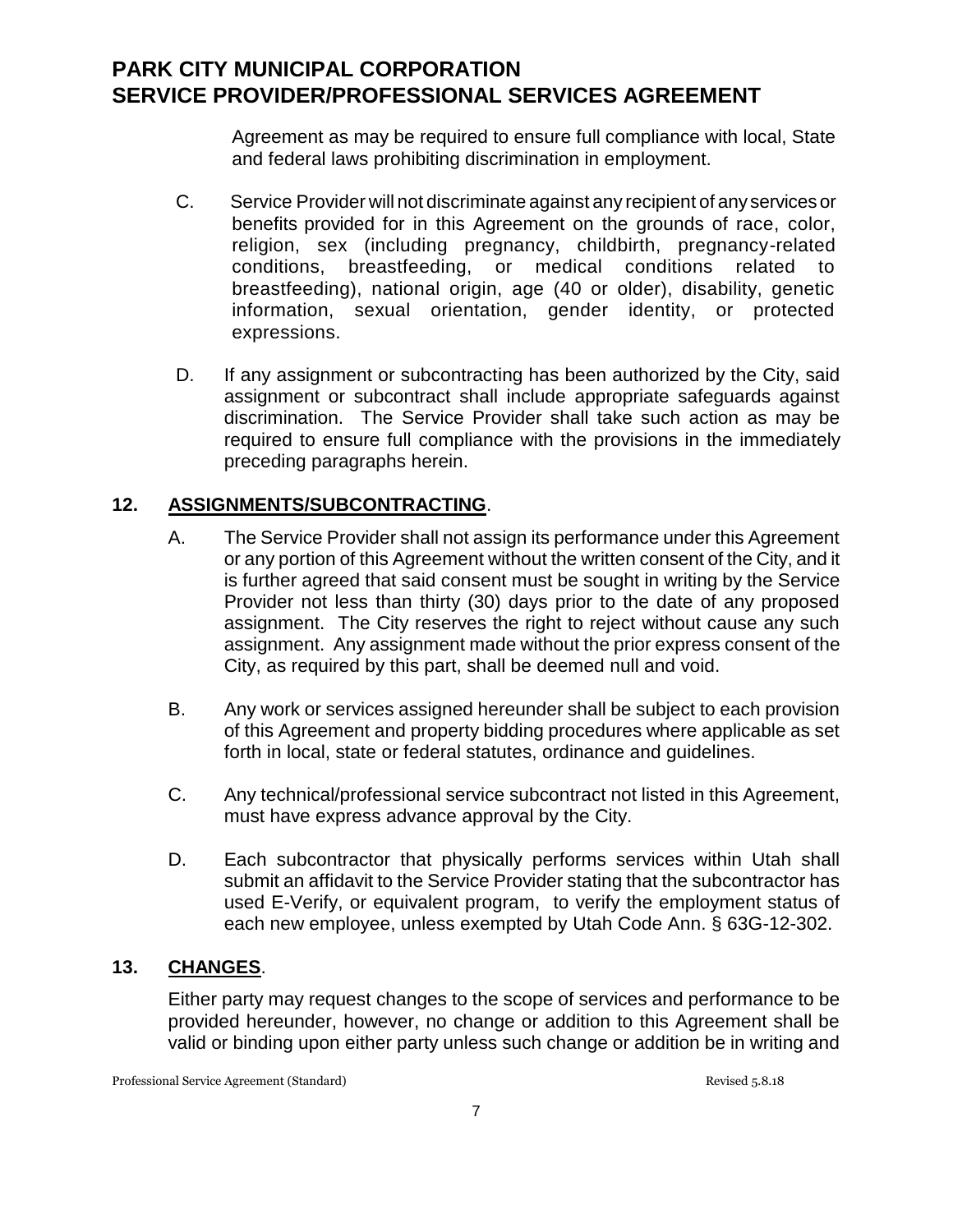Agreement as may be required to ensure full compliance with local, State and federal laws prohibiting discrimination in employment.

C. Service Provider will not discriminate against any recipient of any services or benefits provided for in this Agreement on the grounds of race, color, religion, sex (including pregnancy, childbirth, pregnancy-related conditions, breastfeeding, or medical conditions related to breastfeeding), national origin, age (40 or older), disability, genetic information, sexual orientation, gender identity, or protected expressions.

D. If any assignment or subcontracting has been authorized by the City, said assignment or subcontract shall include appropriate safeguards against discrimination. The Service Provider shall take such action as may be required to ensure full compliance with the provisions in the immediately preceding paragraphs herein.

## 12. <u>ASSIGNMENTS/SUBCONTRACTING</u>.

A. The Service Provider shall not assign its performance under this Agreement or any portion of this Agreement without the written consent of the City, and it is further agreed that said consent must be sought in writing by the Service Provider not less than thirty (30) days prior to the date of any proposed assignment. The City reserves the right to reject without cause any such assignment. Any assignment made without the prior express consent of the City, as required by this part, shall be deemed null and void.

B. Any work or services assigned hereunder shall be subject to each provision of this Agreement and property bidding procedures where applicable as set forth in local, state or federal statutes, ordinance and guidelines.

C. Any technical/professional service subcontract not listed in this Agreement, must have express advance approval by the City.

D. Each subcontractor that physically performs services within Utah shall submit an affidavit to the Service Provider stating that the subcontractor has used E-Verify, or equivalent program, to verify the employment status of each new employee, unless exempted by Utah Code Ann. § 63G-12-302.

## 13. <u>CHANGES</u>.

Either party may request changes to the scope of services and performance to be provided hereunder, however, no change or addition to this Agreement shall be valid or binding upon either party unless such change or addition be in writing and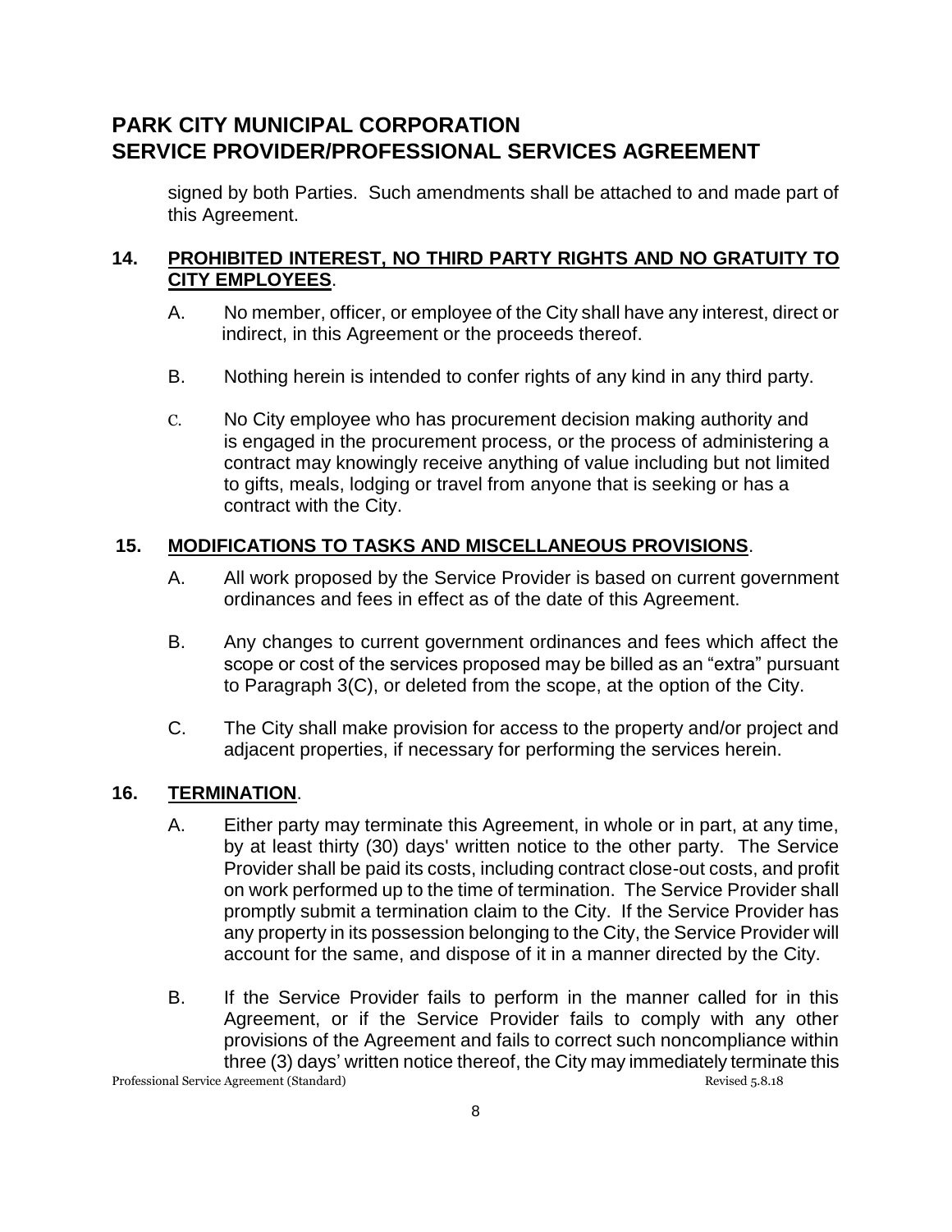signed by both Parties. Such amendments shall be attached to and made part of this Agreement.

## 14. PROHIBITED INTEREST, NO THIRD PARTY RIGHTS AND NO GRATUITY TO CITY EMPLOYEES.

A. No member, officer, or employee of the City shall have any interest, direct or indirect, in this Agreement or the proceeds thereof.

B. Nothing herein is intended to confer rights of any kind in any third party.

C. No City employee who has procurement decision making authority and is engaged in the procurement process, or the process of administering a contract may knowingly receive anything of value including but not limited to gifts, meals, lodging or travel from anyone that is seeking or has a contract with the City.

## 15. MODIFICATIONS TO TASKS AND MISCELLANEOUS PROVISIONS.

A. All work proposed by the Service Provider is based on current government ordinances and fees in effect as of the date of this Agreement.

B. Any changes to current government ordinances and fees which affect the scope or cost of the services proposed may be billed as an "extra" pursuant to Paragraph 3(C), or deleted from the scope, at the option of the City.

C. The City shall make provision for access to the property and/or project and adjacent properties, if necessary for performing the services herein.

## 16. TERMINATION.

A. Either party may terminate this Agreement, in whole or in part, at any time, by at least thirty (30) days' written notice to the other party. The Service Provider shall be paid its costs, including contract close-out costs, and profit on work performed up to the time of termination. The Service Provider shall promptly submit a termination claim to the City. If the Service Provider has any property in its possession belonging to the City, the Service Provider will account for the same, and dispose of it in a manner directed by the City.

B. If the Service Provider fails to perform in the manner called for in this Agreement, or if the Service Provider fails to comply with any other provisions of the Agreement and fails to correct such noncompliance within three (3) days' written notice thereof, the City may immediately terminate this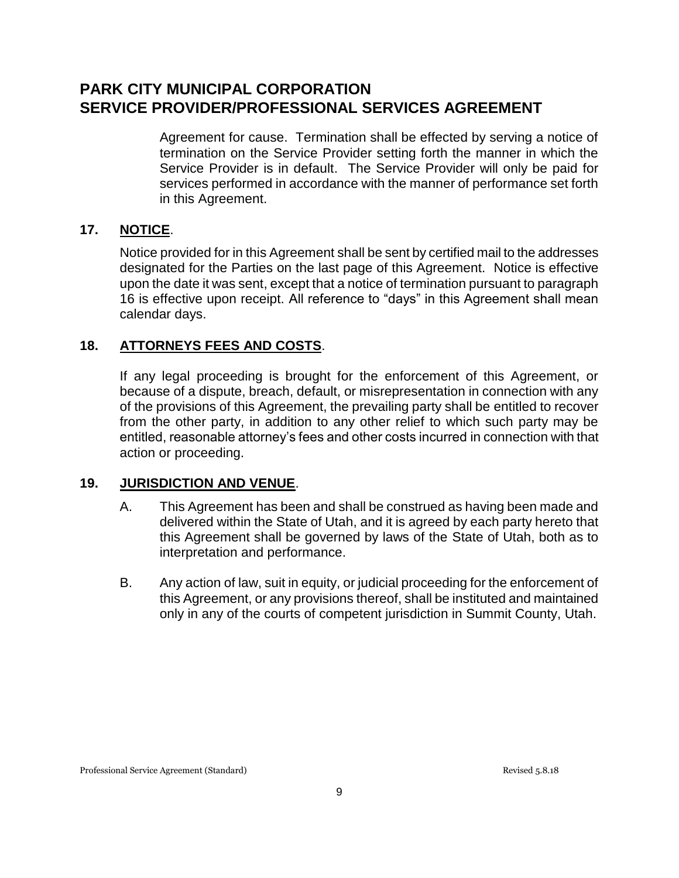Agreement for cause. Termination shall be effected by serving a notice of termination on the Service Provider setting forth the manner in which the Service Provider is in default. The Service Provider will only be paid for services performed in accordance with the manner of performance set forth in this Agreement.

**17. NOTICE.**

Notice provided for in this Agreement shall be sent by certified mail to the addresses designated for the Parties on the last page of this Agreement. Notice is effective upon the date it was sent, except that a notice of termination pursuant to paragraph 16 is effective upon receipt. All reference to "days" in this Agreement shall mean calendar days.

**18. ATTORNEYS FEES AND COSTS.**

If any legal proceeding is brought for the enforcement of this Agreement, or because of a dispute, breach, default, or misrepresentation in connection with any of the provisions of this Agreement, the prevailing party shall be entitled to recover from the other party, in addition to any other relief to which such party may be entitled, reasonable attorney's fees and other costs incurred in connection with that action or proceeding.

**19. JURISDICTION AND VENUE.**

A. This Agreement has been and shall be construed as having been made and delivered within the State of Utah, and it is agreed by each party hereto that this Agreement shall be governed by laws of the State of Utah, both as to interpretation and performance.

B. Any action of law, suit in equity, or judicial proceeding for the enforcement of this Agreement, or any provisions thereof, shall be instituted and maintained only in any of the courts of competent jurisdiction in Summit County, Utah.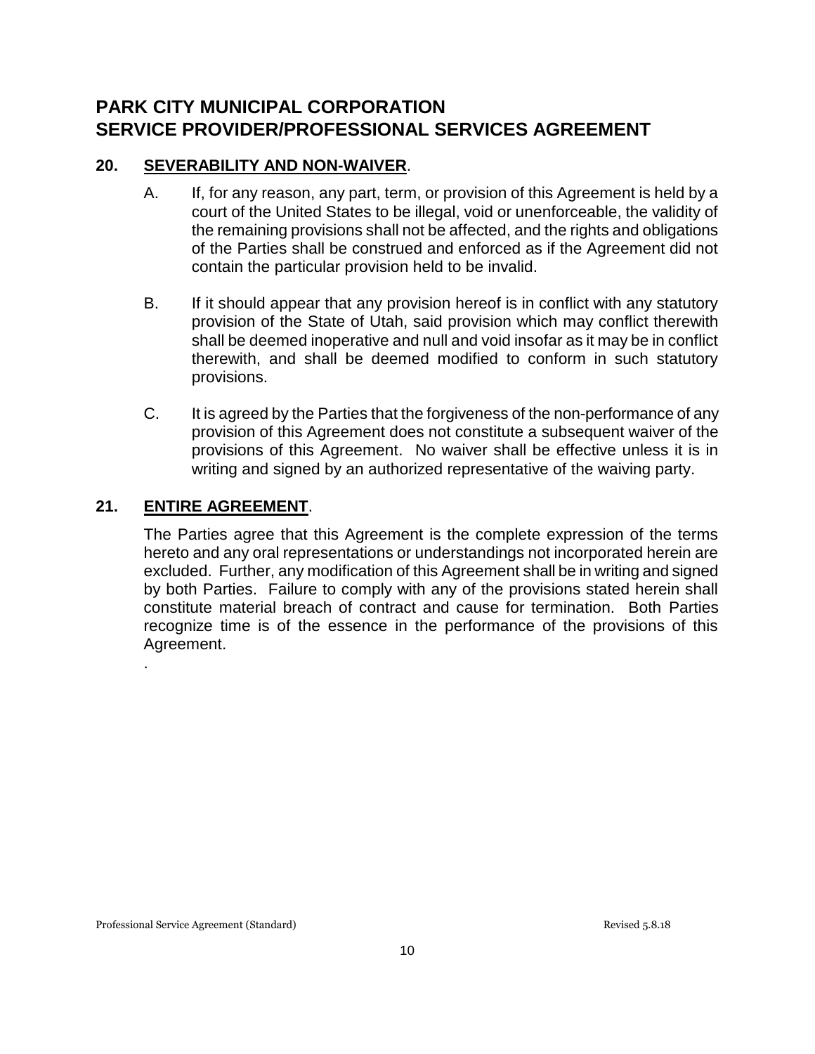# PARK CITY MUNICIPAL CORPORATION
# SERVICE PROVIDER/PROFESSIONAL SERVICES AGREEMENT

## 20. SEVERABILITY AND NON-WAIVER.

A. If, for any reason, any part, term, or provision of this Agreement is held by a court of the United States to be illegal, void or unenforceable, the validity of the remaining provisions shall not be affected, and the rights and obligations of the Parties shall be construed and enforced as if the Agreement did not contain the particular provision held to be invalid.

B. If it should appear that any provision hereof is in conflict with any statutory provision of the State of Utah, said provision which may conflict therewith shall be deemed inoperative and null and void insofar as it may be in conflict therewith, and shall be deemed modified to conform in such statutory provisions.

C. It is agreed by the Parties that the forgiveness of the non-performance of any provision of this Agreement does not constitute a subsequent waiver of the provisions of this Agreement. No waiver shall be effective unless it is in writing and signed by an authorized representative of the waiving party.

## 21. ENTIRE AGREEMENT.

The Parties agree that this Agreement is the complete expression of the terms hereto and any oral representations or understandings not incorporated herein are excluded. Further, any modification of this Agreement shall be in writing and signed by both Parties. Failure to comply with any of the provisions stated herein shall constitute material breach of contract and cause for termination. Both Parties recognize time is of the essence in the performance of the provisions of this Agreement.

.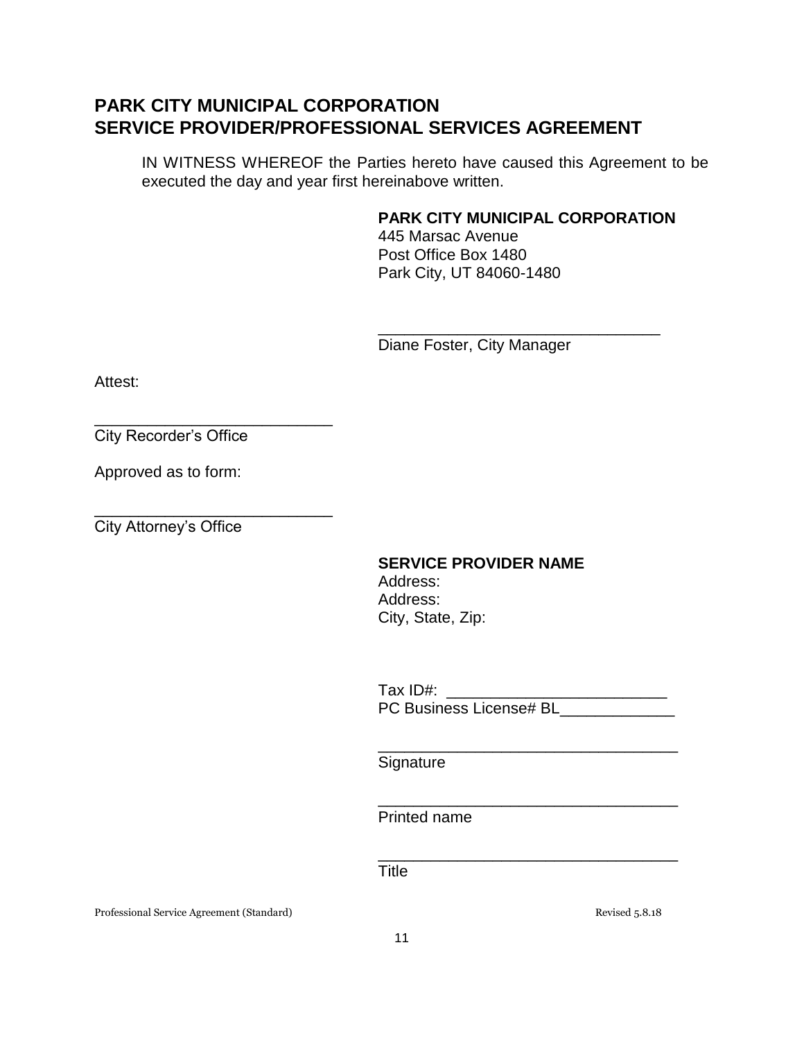## PARK CITY MUNICIPAL CORPORATION
## SERVICE PROVIDER/PROFESSIONAL SERVICES AGREEMENT

IN WITNESS WHEREOF the Parties hereto have caused this Agreement to be executed the day and year first hereinabove written.

**PARK CITY MUNICIPAL CORPORATION**
445 Marsac Avenue
Post Office Box 1480
Park City, UT 84060-1480

_________________________________
Diane Foster, City Manager

Attest:

____________________________
City Recorder's Office

Approved as to form:

____________________________
City Attorney's Office

**SERVICE PROVIDER NAME**
Address:
Address:
City, State, Zip:

Tax ID#: _________________________
PC Business License# BL_____________

___________________________________
Signature

___________________________________
Printed name

___________________________________
Title

Professional Service Agreement (Standard) Revised 5.8.18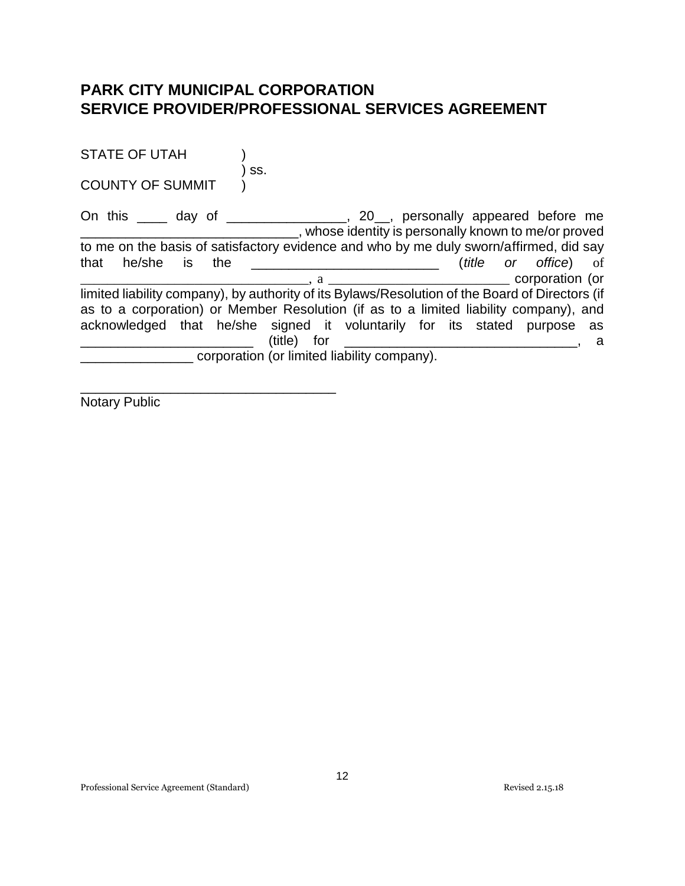# PARK CITY MUNICIPAL CORPORATION
# SERVICE PROVIDER/PROFESSIONAL SERVICES AGREEMENT

STATE OF UTAH )
) ss.
COUNTY OF SUMMIT )

On this ____ day of ________________, 20__, personally appeared before me _____________________________, whose identity is personally known to me/or proved to me on the basis of satisfactory evidence and who by me duly sworn/affirmed, did say that he/she is the _________________________ (*title or office*) of ______________________________, a ________________________ corporation (or limited liability company), by authority of its Bylaws/Resolution of the Board of Directors (if as to a corporation) or Member Resolution (if as to a limited liability company), and acknowledged that he/she signed it voluntarily for its stated purpose as _______________________ (title) for ________________________________, a _______________ corporation (or limited liability company).

__________________________________
Notary Public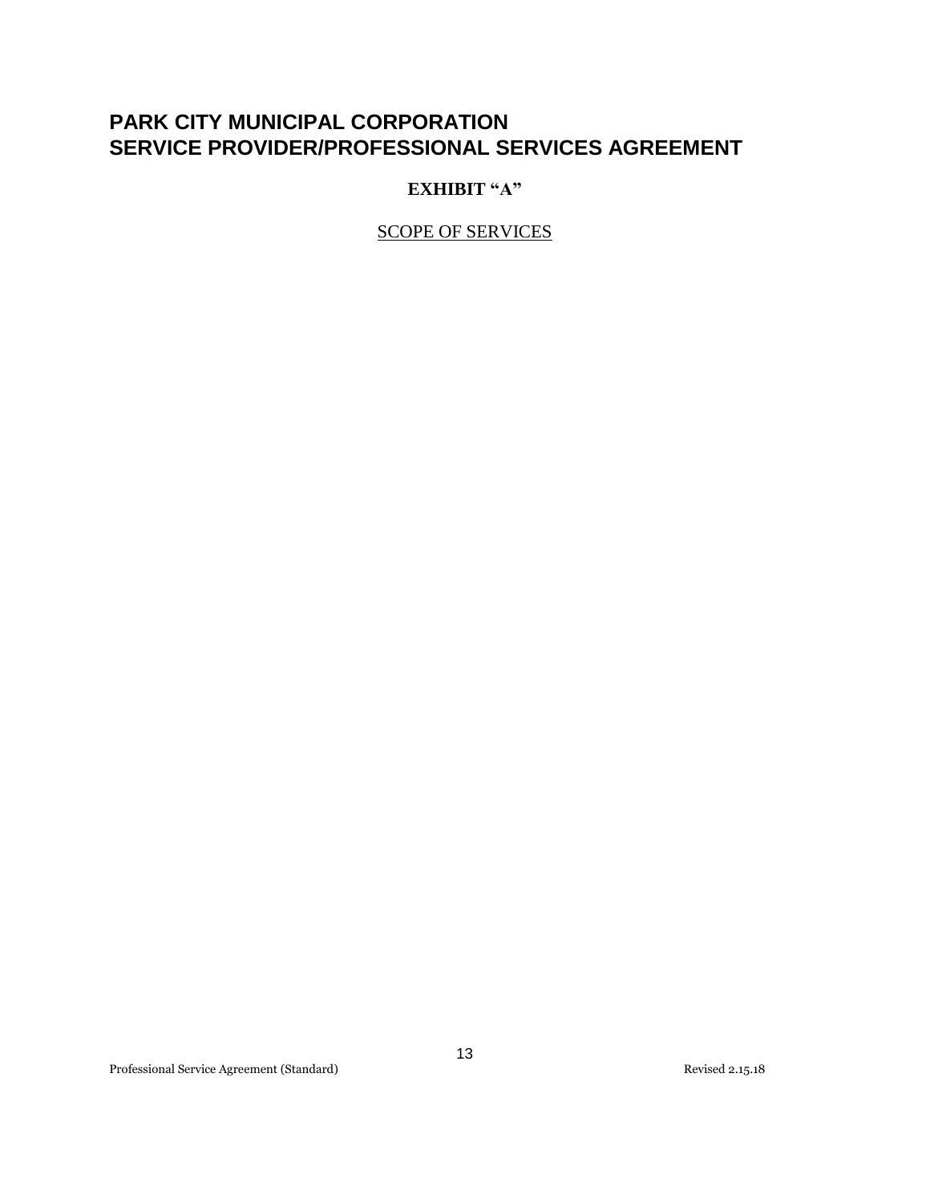# PARK CITY MUNICIPAL CORPORATION
# SERVICE PROVIDER/PROFESSIONAL SERVICES AGREEMENT

**EXHIBIT "A"**

SCOPE OF SERVICES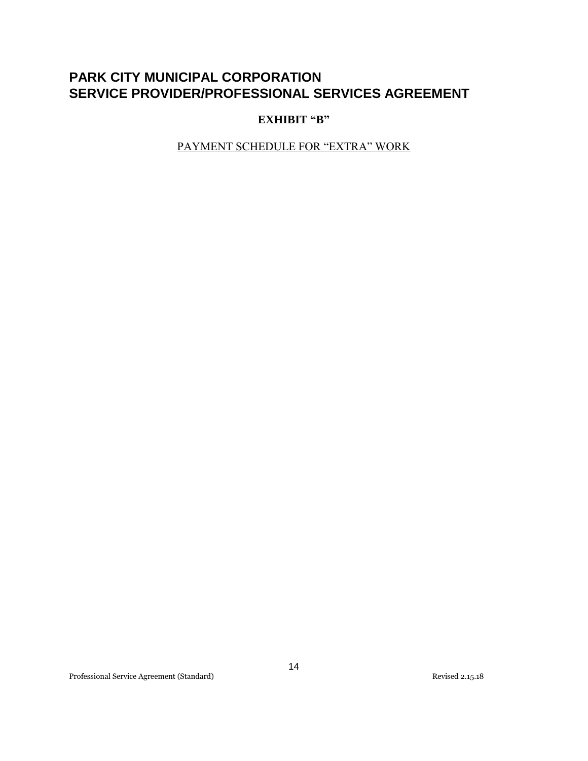# PARK CITY MUNICIPAL CORPORATION
# SERVICE PROVIDER/PROFESSIONAL SERVICES AGREEMENT

**EXHIBIT "B"**

<u>PAYMENT SCHEDULE FOR "EXTRA" WORK</u>